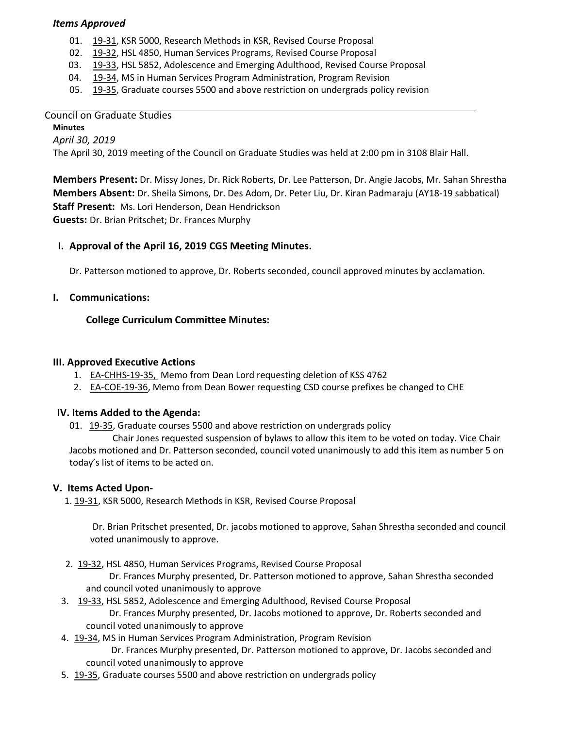***Items Approved***

01. 19-31, KSR 5000, Research Methods in KSR, Revised Course Proposal
02. 19-32, HSL 4850, Human Services Programs, Revised Course Proposal
03. 19-33, HSL 5852, Adolescence and Emerging Adulthood, Revised Course Proposal
04. 19-34, MS in Human Services Program Administration, Program Revision
05. 19-35, Graduate courses 5500 and above restriction on undergrads policy revision

---

Council on Graduate Studies

**Minutes**

*April 30, 2019*

The April 30, 2019 meeting of the Council on Graduate Studies was held at 2:00 pm in 3108 Blair Hall.

**Members Present:** Dr. Missy Jones, Dr. Rick Roberts, Dr. Lee Patterson, Dr. Angie Jacobs, Mr. Sahan Shrestha
**Members Absent:** Dr. Sheila Simons, Dr. Des Adom, Dr. Peter Liu, Dr. Kiran Padmaraju (AY18-19 sabbatical)
**Staff Present:** Ms. Lori Henderson, Dean Hendrickson
**Guests:** Dr. Brian Pritschet; Dr. Frances Murphy

## I. Approval of the April 16, 2019 CGS Meeting Minutes.

Dr. Patterson motioned to approve, Dr. Roberts seconded, council approved minutes by acclamation.

## I. Communications:

**College Curriculum Committee Minutes:**

## III. Approved Executive Actions

1. EA-CHHS-19-35, Memo from Dean Lord requesting deletion of KSS 4762
2. EA-COE-19-36, Memo from Dean Bower requesting CSD course prefixes be changed to CHE

## IV. Items Added to the Agenda:

01. 19-35, Graduate courses 5500 and above restriction on undergrads policy
    Chair Jones requested suspension of bylaws to allow this item to be voted on today. Vice Chair Jacobs motioned and Dr. Patterson seconded, council voted unanimously to add this item as number 5 on today's list of items to be acted on.

## V. Items Acted Upon-

1. 19-31, KSR 5000, Research Methods in KSR, Revised Course Proposal

   Dr. Brian Pritschet presented, Dr. jacobs motioned to approve, Sahan Shrestha seconded and council voted unanimously to approve.

2. 19-32, HSL 4850, Human Services Programs, Revised Course Proposal
   Dr. Frances Murphy presented, Dr. Patterson motioned to approve, Sahan Shrestha seconded and council voted unanimously to approve
3. 19-33, HSL 5852, Adolescence and Emerging Adulthood, Revised Course Proposal
   Dr. Frances Murphy presented, Dr. Jacobs motioned to approve, Dr. Roberts seconded and council voted unanimously to approve
4. 19-34, MS in Human Services Program Administration, Program Revision
   Dr. Frances Murphy presented, Dr. Patterson motioned to approve, Dr. Jacobs seconded and council voted unanimously to approve
5. 19-35, Graduate courses 5500 and above restriction on undergrads policy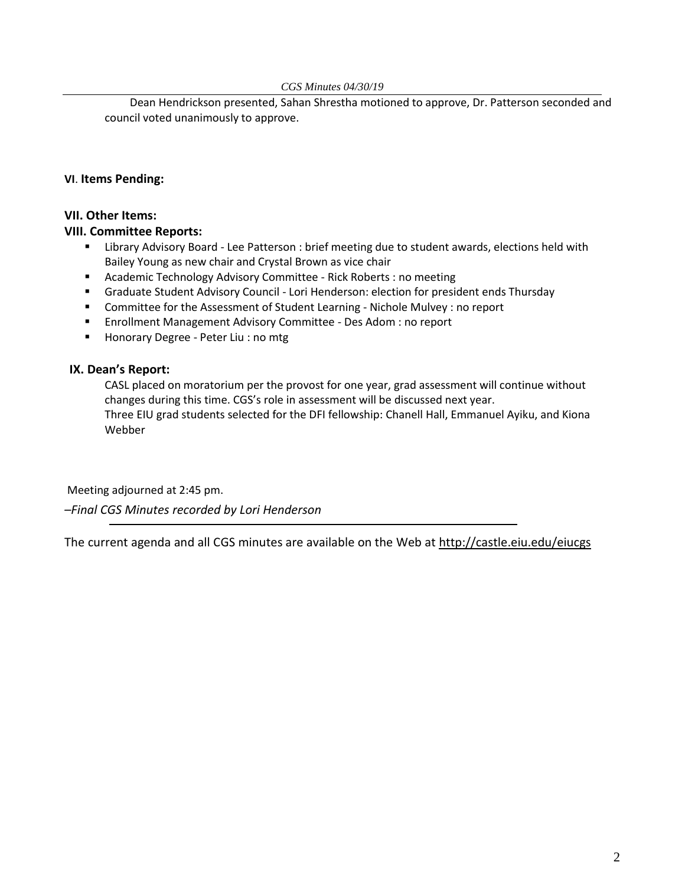Dean Hendrickson presented, Sahan Shrestha motioned to approve, Dr. Patterson seconded and council voted unanimously to approve.

**VI. Items Pending:**

**VII. Other Items:**

**VIII. Committee Reports:**

- Library Advisory Board - Lee Patterson : brief meeting due to student awards, elections held with Bailey Young as new chair and Crystal Brown as vice chair
- Academic Technology Advisory Committee - Rick Roberts : no meeting
- Graduate Student Advisory Council - Lori Henderson: election for president ends Thursday
- Committee for the Assessment of Student Learning - Nichole Mulvey : no report
- Enrollment Management Advisory Committee - Des Adom : no report
- Honorary Degree - Peter Liu : no mtg

**IX. Dean's Report:**

CASL placed on moratorium per the provost for one year, grad assessment will continue without changes during this time. CGS's role in assessment will be discussed next year.
Three EIU grad students selected for the DFI fellowship: Chanell Hall, Emmanuel Ayiku, and Kiona Webber

Meeting adjourned at 2:45 pm.

*–Final CGS Minutes recorded by Lori Henderson*

The current agenda and all CGS minutes are available on the Web at http://castle.eiu.edu/eiucgs